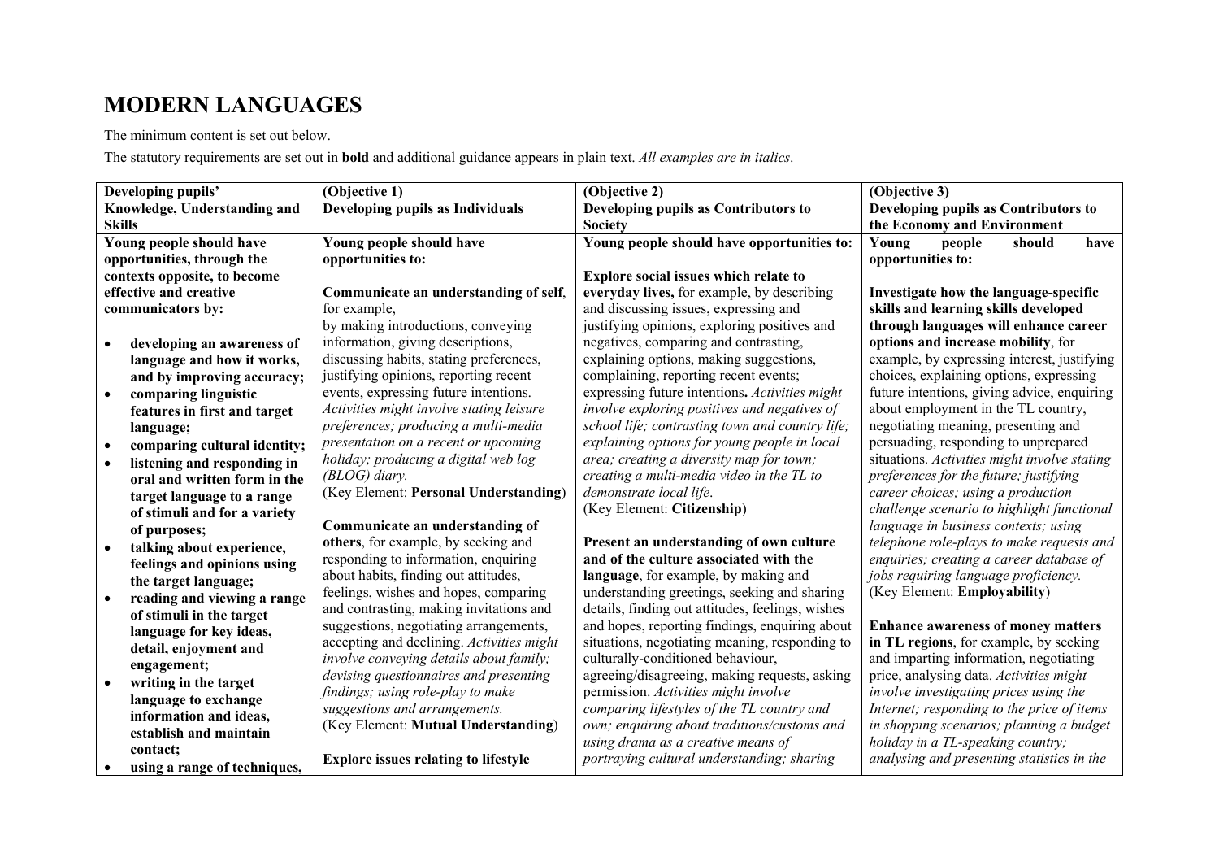# MODERN LANGUAGES

The minimum content is set out below.

The statutory requirements are set out in **bold** and additional guidance appears in plain text. *All examples are in italics*.

| **Developing pupils' Knowledge, Understanding and Skills** | **(Objective 1) Developing pupils as Individuals** | **(Objective 2) Developing pupils as Contributors to Society** | **(Objective 3) Developing pupils as Contributors to the Economy and Environment** |
|---|---|---|---|
| **Young people should have opportunities, through the contexts opposite, to become effective and creative communicators by:**<br><br>• **developing an awareness of language and how it works, and by improving accuracy;**<br>• **comparing linguistic features in first and target language;**<br>• **comparing cultural identity;**<br>• **listening and responding in oral and written form in the target language to a range of stimuli and for a variety of purposes;**<br>• **talking about experience, feelings and opinions using the target language;**<br>• **reading and viewing a range of stimuli in the target language for key ideas, detail, enjoyment and engagement;**<br>• **writing in the target language to exchange information and ideas, establish and maintain contact;**<br>• **using a range of techniques,** | **Young people should have opportunities to:**<br><br>**Communicate an understanding of self**, for example, by making introductions, conveying information, giving descriptions, discussing habits, stating preferences, justifying opinions, reporting recent events, expressing future intentions. *Activities might involve stating leisure preferences; producing a multi-media presentation on a recent or upcoming holiday; producing a digital web log (BLOG) diary.*<br>(Key Element: **Personal Understanding**)<br><br>**Communicate an understanding of others**, for example, by seeking and responding to information, enquiring about habits, finding out attitudes, feelings, wishes and hopes, comparing and contrasting, making invitations and suggestions, negotiating arrangements, accepting and declining. *Activities might involve conveying details about family; devising questionnaires and presenting findings; using role-play to make suggestions and arrangements.*<br>(Key Element: **Mutual Understanding**)<br><br>**Explore issues relating to lifestyle** | **Young people should have opportunities to:**<br><br>**Explore social issues which relate to everyday lives,** for example, by describing and discussing issues, expressing and justifying opinions, exploring positives and negatives, comparing and contrasting, explaining options, making suggestions, complaining, reporting recent events; expressing future intentions**.** *Activities might involve exploring positives and negatives of school life; contrasting town and country life; explaining options for young people in local area; creating a diversity map for town; creating a multi-media video in the TL to demonstrate local life*.<br>(Key Element: **Citizenship**)<br><br>**Present an understanding of own culture and of the culture associated with the language**, for example, by making and understanding greetings, seeking and sharing details, finding out attitudes, feelings, wishes and hopes, reporting findings, enquiring about situations, negotiating meaning, responding to culturally-conditioned behaviour, agreeing/disagreeing, making requests, asking permission. *Activities might involve comparing lifestyles of the TL country and own; enquiring about traditions/customs and using drama as a creative means of portraying cultural understanding; sharing* | **Young people should have opportunities to:**<br><br>**Investigate how the language-specific skills and learning skills developed through languages will enhance career options and increase mobility**, for example, by expressing interest, justifying choices, explaining options, expressing future intentions, giving advice, enquiring about employment in the TL country, negotiating meaning, presenting and persuading, responding to unprepared situations. *Activities might involve stating preferences for the future; justifying career choices; using a production challenge scenario to highlight functional language in business contexts; using telephone role-plays to make requests and enquiries; creating a career database of jobs requiring language proficiency.*<br>(Key Element: **Employability**)<br><br>**Enhance awareness of money matters in TL regions**, for example, by seeking and imparting information, negotiating price, analysing data. *Activities might involve investigating prices using the Internet; responding to the price of items in shopping scenarios; planning a budget holiday in a TL-speaking country; analysing and presenting statistics in the* |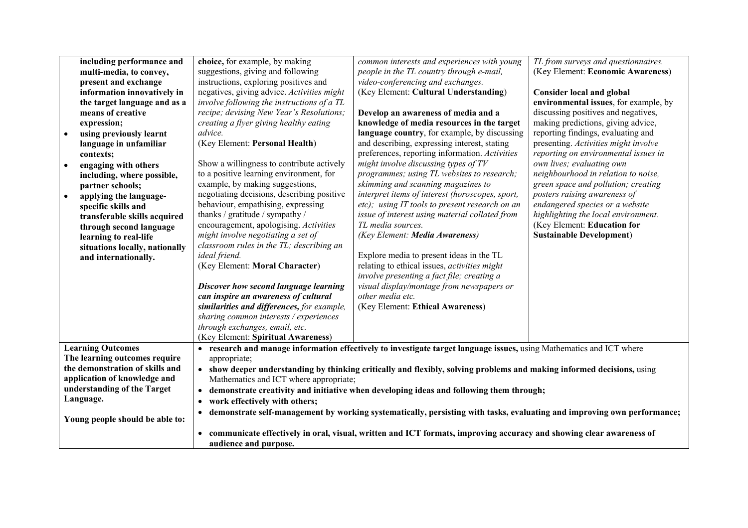| | | | | |
|---|---|---|---|---|
| **including performance and multi-media, to convey, present and exchange information innovatively in the target language and as a means of creative expression;**<br>• **using previously learnt language in unfamiliar contexts;**<br>• **engaging with others including, where possible, partner schools;**<br>• **applying the language-specific skills and transferable skills acquired through second language learning to real-life situations locally, nationally and internationally.** | **choice,** for example, by making suggestions, giving and following instructions, exploring positives and negatives, giving advice. *Activities might involve following the instructions of a TL recipe; devising New Year's Resolutions; creating a flyer giving healthy eating advice.*<br>(Key Element: **Personal Health**)<br><br>Show a willingness to contribute actively to a positive learning environment, for example, by making suggestions, negotiating decisions, describing positive behaviour, empathising, expressing thanks / gratitude / sympathy / encouragement, apologising. *Activities might involve negotiating a set of classroom rules in the TL; describing an ideal friend.*<br>(Key Element: **Moral Character**)<br><br>***Discover how second language learning can inspire an awareness of cultural similarities and differences,*** *for example, sharing common interests / experiences through exchanges, email, etc.*<br>(Key Element: **Spiritual Awareness**) | *common interests and experiences with young people in the TL country through e-mail, video-conferencing and exchanges.*<br>(Key Element: **Cultural Understanding**)<br><br>**Develop an awareness of media and a knowledge of media resources in the target language country**, for example, by discussing and describing, expressing interest, stating preferences, reporting information. *Activities might involve discussing types of TV programmes; using TL websites to research; skimming and scanning magazines to interpret items of interest (horoscopes, sport, etc); using IT tools to present research on an issue of interest using material collated from TL media sources.*<br>*(Key Element: **Media Awareness**)*<br><br>Explore media to present ideas in the TL relating to ethical issues, *activities might involve presenting a fact file; creating a visual display/montage from newspapers or other media etc.*<br>(Key Element: **Ethical Awareness**) | *TL from surveys and questionnaires.*<br>(Key Element: **Economic Awareness**)<br><br>**Consider local and global environmental issues**, for example, by discussing positives and negatives, making predictions, giving advice, reporting findings, evaluating and presenting. *Activities might involve reporting on environmental issues in own lives; evaluating own neighbourhood in relation to noise, green space and pollution; creating posters raising awareness of endangered species or a website highlighting the local environment.*<br>(Key Element: **Education for Sustainable Development**) |
| **Learning Outcomes**<br>**The learning outcomes require the demonstration of skills and application of knowledge and understanding of the Target Language.**<br><br>**Young people should be able to:** | • **research and manage information effectively to investigate target language issues,** using Mathematics and ICT where appropriate;<br>• **show deeper understanding by thinking critically and flexibly, solving problems and making informed decisions,** using Mathematics and ICT where appropriate;<br>• **demonstrate creativity and initiative when developing ideas and following them through;**<br>• **work effectively with others;**<br>• **demonstrate self-management by working systematically, persisting with tasks, evaluating and improving own performance;**<br>• **communicate effectively in oral, visual, written and ICT formats, improving accuracy and showing clear awareness of audience and purpose.** | | |